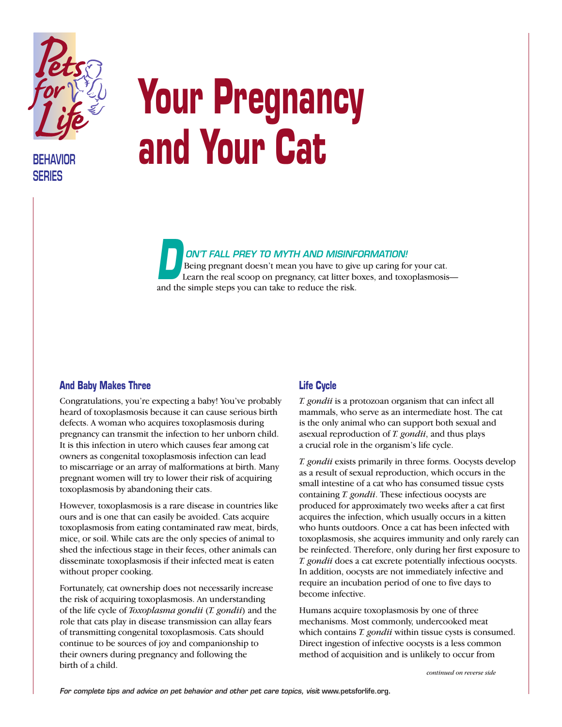BEHAVIOR SERIES

# Your Pregnancy and Your Cat

***DON'T FALL PREY TO MYTH AND MISINFORMATION!***
Being pregnant doesn't mean you have to give up caring for your cat. Learn the real scoop on pregnancy, cat litter boxes, and toxoplasmosis—and the simple steps you can take to reduce the risk.

## And Baby Makes Three

Congratulations, you're expecting a baby! You've probably heard of toxoplasmosis because it can cause serious birth defects. A woman who acquires toxoplasmosis during pregnancy can transmit the infection to her unborn child. It is this infection in utero which causes fear among cat owners as congenital toxoplasmosis infection can lead to miscarriage or an array of malformations at birth. Many pregnant women will try to lower their risk of acquiring toxoplasmosis by abandoning their cats.

However, toxoplasmosis is a rare disease in countries like ours and is one that can easily be avoided. Cats acquire toxoplasmosis from eating contaminated raw meat, birds, mice, or soil. While cats are the only species of animal to shed the infectious stage in their feces, other animals can disseminate toxoplasmosis if their infected meat is eaten without proper cooking.

Fortunately, cat ownership does not necessarily increase the risk of acquiring toxoplasmosis. An understanding of the life cycle of *Toxoplasma gondii* (*T. gondii*) and the role that cats play in disease transmission can allay fears of transmitting congenital toxoplasmosis. Cats should continue to be sources of joy and companionship to their owners during pregnancy and following the birth of a child.

## Life Cycle

*T. gondii* is a protozoan organism that can infect all mammals, who serve as an intermediate host. The cat is the only animal who can support both sexual and asexual reproduction of *T. gondii*, and thus plays a crucial role in the organism's life cycle.

*T. gondii* exists primarily in three forms. Oocysts develop as a result of sexual reproduction, which occurs in the small intestine of a cat who has consumed tissue cysts containing *T. gondii*. These infectious oocysts are produced for approximately two weeks after a cat first acquires the infection, which usually occurs in a kitten who hunts outdoors. Once a cat has been infected with toxoplasmosis, she acquires immunity and only rarely can be reinfected. Therefore, only during her first exposure to *T. gondii* does a cat excrete potentially infectious oocysts. In addition, oocysts are not immediately infective and require an incubation period of one to five days to become infective.

Humans acquire toxoplasmosis by one of three mechanisms. Most commonly, undercooked meat which contains *T. gondii* within tissue cysts is consumed. Direct ingestion of infective oocysts is a less common method of acquisition and is unlikely to occur from

*continued on reverse side*

*For complete tips and advice on pet behavior and other pet care topics, visit* www.petsforlife.org.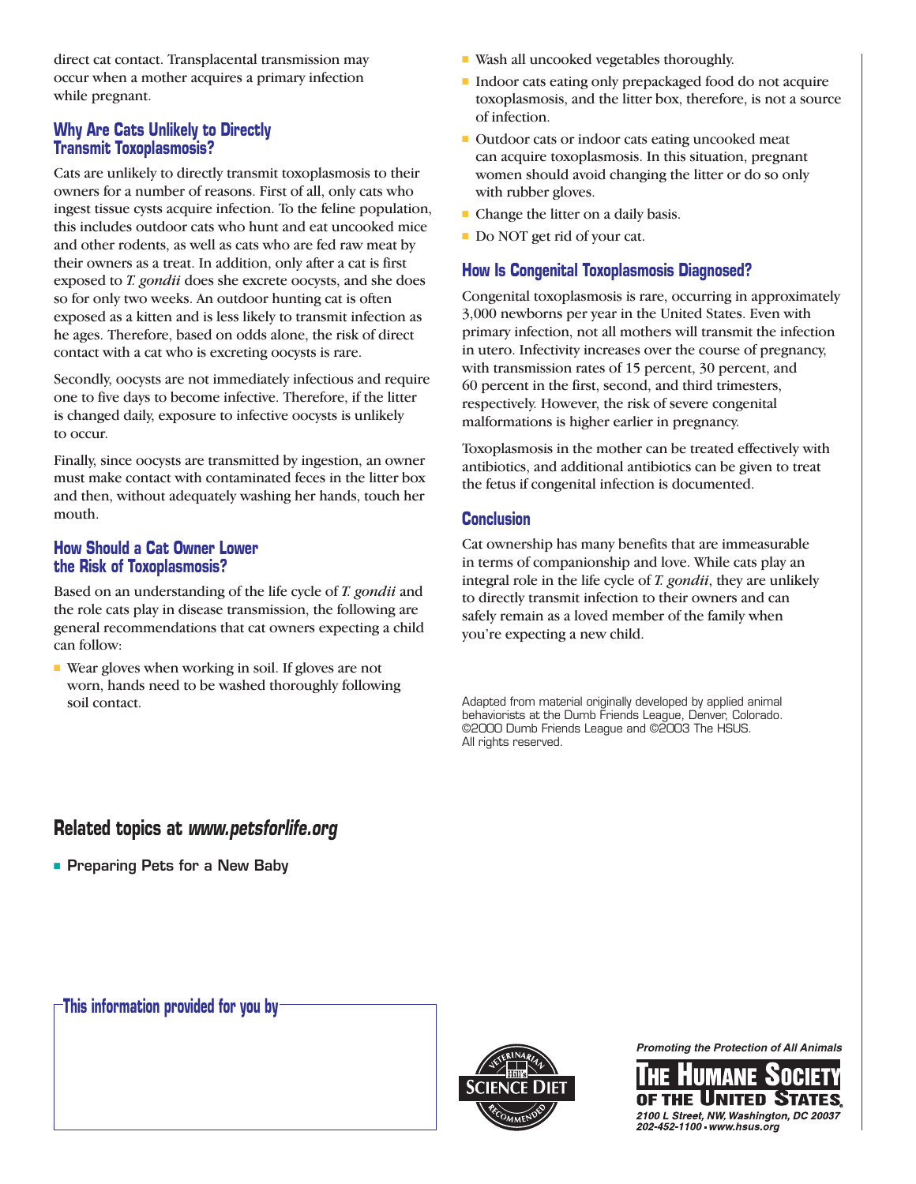direct cat contact. Transplacental transmission may occur when a mother acquires a primary infection while pregnant.

### Why Are Cats Unlikely to Directly Transmit Toxoplasmosis?

Cats are unlikely to directly transmit toxoplasmosis to their owners for a number of reasons. First of all, only cats who ingest tissue cysts acquire infection. To the feline population, this includes outdoor cats who hunt and eat uncooked mice and other rodents, as well as cats who are fed raw meat by their owners as a treat. In addition, only after a cat is first exposed to *T. gondii* does she excrete oocysts, and she does so for only two weeks. An outdoor hunting cat is often exposed as a kitten and is less likely to transmit infection as he ages. Therefore, based on odds alone, the risk of direct contact with a cat who is excreting oocysts is rare.

Secondly, oocysts are not immediately infectious and require one to five days to become infective. Therefore, if the litter is changed daily, exposure to infective oocysts is unlikely to occur.

Finally, since oocysts are transmitted by ingestion, an owner must make contact with contaminated feces in the litter box and then, without adequately washing her hands, touch her mouth.

### How Should a Cat Owner Lower the Risk of Toxoplasmosis?

Based on an understanding of the life cycle of *T. gondii* and the role cats play in disease transmission, the following are general recommendations that cat owners expecting a child can follow:

- Wear gloves when working in soil. If gloves are not worn, hands need to be washed thoroughly following soil contact.
- Wash all uncooked vegetables thoroughly.
- Indoor cats eating only prepackaged food do not acquire toxoplasmosis, and the litter box, therefore, is not a source of infection.
- Outdoor cats or indoor cats eating uncooked meat can acquire toxoplasmosis. In this situation, pregnant women should avoid changing the litter or do so only with rubber gloves.
- Change the litter on a daily basis.
- Do NOT get rid of your cat.

### How Is Congenital Toxoplasmosis Diagnosed?

Congenital toxoplasmosis is rare, occurring in approximately 3,000 newborns per year in the United States. Even with primary infection, not all mothers will transmit the infection in utero. Infectivity increases over the course of pregnancy, with transmission rates of 15 percent, 30 percent, and 60 percent in the first, second, and third trimesters, respectively. However, the risk of severe congenital malformations is higher earlier in pregnancy.

Toxoplasmosis in the mother can be treated effectively with antibiotics, and additional antibiotics can be given to treat the fetus if congenital infection is documented.

### Conclusion

Cat ownership has many benefits that are immeasurable in terms of companionship and love. While cats play an integral role in the life cycle of *T. gondii*, they are unlikely to directly transmit infection to their owners and can safely remain as a loved member of the family when you're expecting a new child.

Adapted from material originally developed by applied animal behaviorists at the Dumb Friends League, Denver, Colorado. ©2000 Dumb Friends League and ©2003 The HSUS. All rights reserved.

## Related topics at *www.petsforlife.org*

- **Preparing Pets for a New Baby**

**This information provided for you by**

Hill's Science Diet — Veterinarian Recommended

*Promoting the Protection of All Animals*

**The Humane Society of the United States**

*2100 L Street, NW, Washington, DC 20037*
*202-452-1100 • www.hsus.org*